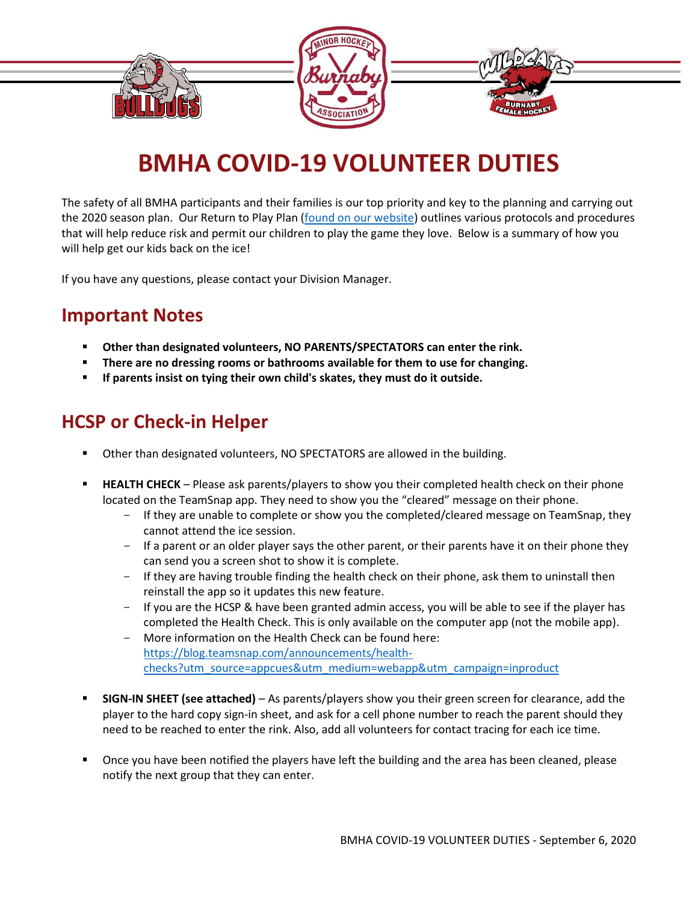# BMHA COVID-19 VOLUNTEER DUTIES

The safety of all BMHA participants and their families is our top priority and key to the planning and carrying out the 2020 season plan. Our Return to Play Plan ([found on our website]()) outlines various protocols and procedures that will help reduce risk and permit our children to play the game they love. Below is a summary of how you will help get our kids back on the ice!

If you have any questions, please contact your Division Manager.

## Important Notes

- **Other than designated volunteers, NO PARENTS/SPECTATORS can enter the rink.**
- **There are no dressing rooms or bathrooms available for them to use for changing.**
- **If parents insist on tying their own child's skates, they must do it outside.**

## HCSP or Check-in Helper

- Other than designated volunteers, NO SPECTATORS are allowed in the building.
- **HEALTH CHECK** – Please ask parents/players to show you their completed health check on their phone located on the TeamSnap app. They need to show you the "cleared" message on their phone.
  - If they are unable to complete or show you the completed/cleared message on TeamSnap, they cannot attend the ice session.
  - If a parent or an older player says the other parent, or their parents have it on their phone they can send you a screen shot to show it is complete.
  - If they are having trouble finding the health check on their phone, ask them to uninstall then reinstall the app so it updates this new feature.
  - If you are the HCSP & have been granted admin access, you will be able to see if the player has completed the Health Check. This is only available on the computer app (not the mobile app).
  - More information on the Health Check can be found here: https://blog.teamsnap.com/announcements/health-checks?utm_source=appcues&utm_medium=webapp&utm_campaign=inproduct
- **SIGN-IN SHEET (see attached)** – As parents/players show you their green screen for clearance, add the player to the hard copy sign-in sheet, and ask for a cell phone number to reach the parent should they need to be reached to enter the rink. Also, add all volunteers for contact tracing for each ice time.
- Once you have been notified the players have left the building and the area has been cleaned, please notify the next group that they can enter.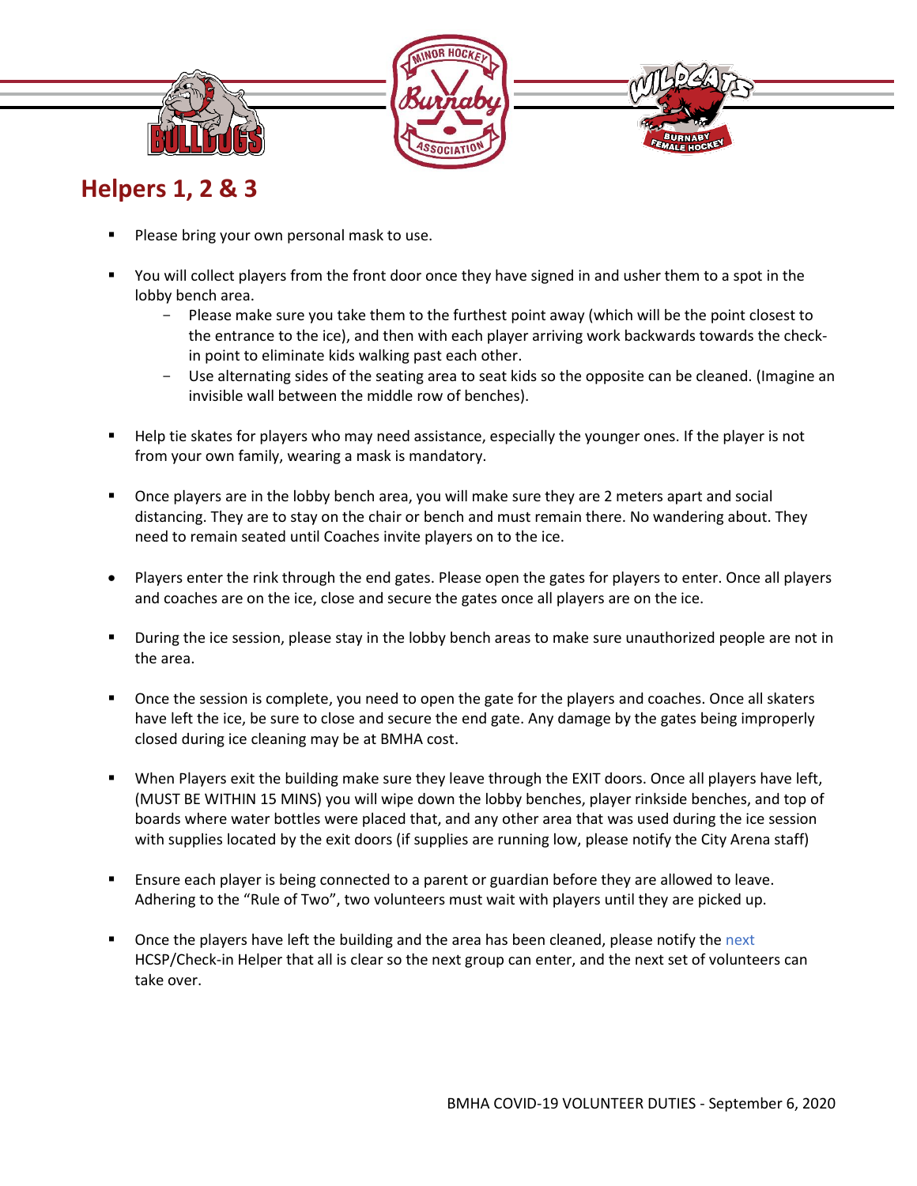## Helpers 1, 2 & 3

- Please bring your own personal mask to use.

- You will collect players from the front door once they have signed in and usher them to a spot in the lobby bench area.
    - Please make sure you take them to the furthest point away (which will be the point closest to the entrance to the ice), and then with each player arriving work backwards towards the check-in point to eliminate kids walking past each other.
    - Use alternating sides of the seating area to seat kids so the opposite can be cleaned. (Imagine an invisible wall between the middle row of benches).

- Help tie skates for players who may need assistance, especially the younger ones. If the player is not from your own family, wearing a mask is mandatory.

- Once players are in the lobby bench area, you will make sure they are 2 meters apart and social distancing. They are to stay on the chair or bench and must remain there. No wandering about. They need to remain seated until Coaches invite players on to the ice.

- Players enter the rink through the end gates. Please open the gates for players to enter. Once all players and coaches are on the ice, close and secure the gates once all players are on the ice.

- During the ice session, please stay in the lobby bench areas to make sure unauthorized people are not in the area.

- Once the session is complete, you need to open the gate for the players and coaches. Once all skaters have left the ice, be sure to close and secure the end gate. Any damage by the gates being improperly closed during ice cleaning may be at BMHA cost.

- When Players exit the building make sure they leave through the EXIT doors. Once all players have left, (MUST BE WITHIN 15 MINS) you will wipe down the lobby benches, player rinkside benches, and top of boards where water bottles were placed that, and any other area that was used during the ice session with supplies located by the exit doors (if supplies are running low, please notify the City Arena staff)

- Ensure each player is being connected to a parent or guardian before they are allowed to leave. Adhering to the "Rule of Two", two volunteers must wait with players until they are picked up.

- Once the players have left the building and the area has been cleaned, please notify the next HCSP/Check-in Helper that all is clear so the next group can enter, and the next set of volunteers can take over.

BMHA COVID-19 VOLUNTEER DUTIES - September 6, 2020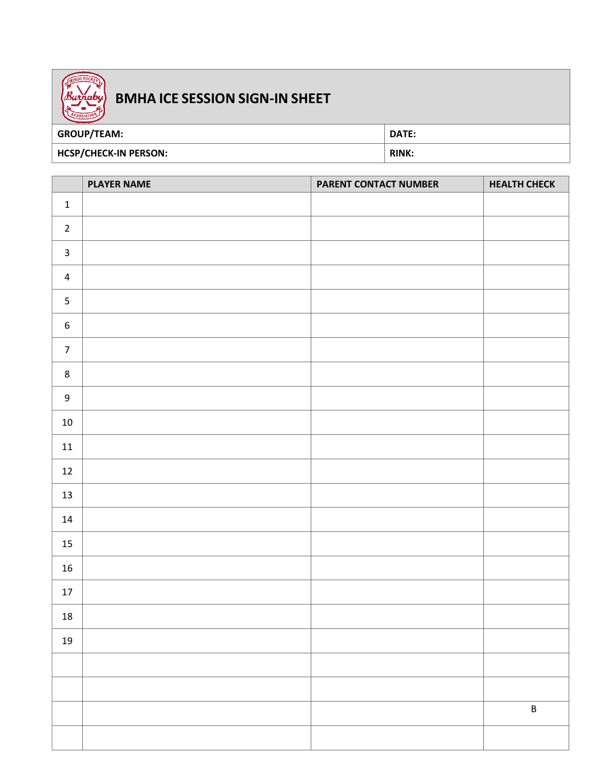# BMHA ICE SESSION SIGN-IN SHEET

| | |
|---|---|
| **GROUP/TEAM:** | **DATE:** |
| **HCSP/CHECK-IN PERSON:** | **RINK:** |

| | PLAYER NAME | PARENT CONTACT NUMBER | HEALTH CHECK |
|---|---|---|---|
| 1 | | | |
| 2 | | | |
| 3 | | | |
| 4 | | | |
| 5 | | | |
| 6 | | | |
| 7 | | | |
| 8 | | | |
| 9 | | | |
| 10 | | | |
| 11 | | | |
| 12 | | | |
| 13 | | | |
| 14 | | | |
| 15 | | | |
| 16 | | | |
| 17 | | | |
| 18 | | | |
| 19 | | | |
| | | | |
| | | | |
| | | | B |
| | | | |